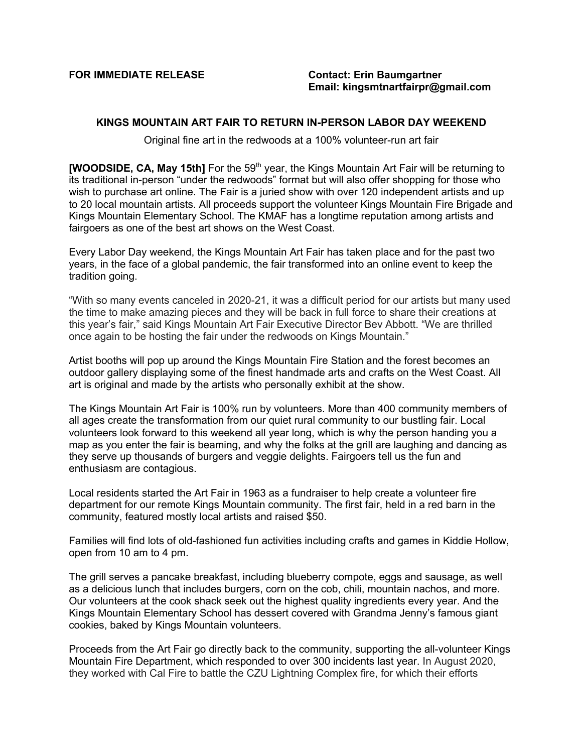**FOR IMMEDIATE RELEASE** **Contact: Erin Baumgartner**
**Email: kingsmtnartfairpr@gmail.com**

# KINGS MOUNTAIN ART FAIR TO RETURN IN-PERSON LABOR DAY WEEKEND

Original fine art in the redwoods at a 100% volunteer-run art fair

**[WOODSIDE, CA, May 15th]** For the 59th year, the Kings Mountain Art Fair will be returning to its traditional in-person "under the redwoods" format but will also offer shopping for those who wish to purchase art online. The Fair is a juried show with over 120 independent artists and up to 20 local mountain artists. All proceeds support the volunteer Kings Mountain Fire Brigade and Kings Mountain Elementary School. The KMAF has a longtime reputation among artists and fairgoers as one of the best art shows on the West Coast.

Every Labor Day weekend, the Kings Mountain Art Fair has taken place and for the past two years, in the face of a global pandemic, the fair transformed into an online event to keep the tradition going.

"With so many events canceled in 2020-21, it was a difficult period for our artists but many used the time to make amazing pieces and they will be back in full force to share their creations at this year's fair," said Kings Mountain Art Fair Executive Director Bev Abbott. "We are thrilled once again to be hosting the fair under the redwoods on Kings Mountain."

Artist booths will pop up around the Kings Mountain Fire Station and the forest becomes an outdoor gallery displaying some of the finest handmade arts and crafts on the West Coast. All art is original and made by the artists who personally exhibit at the show.

The Kings Mountain Art Fair is 100% run by volunteers. More than 400 community members of all ages create the transformation from our quiet rural community to our bustling fair. Local volunteers look forward to this weekend all year long, which is why the person handing you a map as you enter the fair is beaming, and why the folks at the grill are laughing and dancing as they serve up thousands of burgers and veggie delights. Fairgoers tell us the fun and enthusiasm are contagious.

Local residents started the Art Fair in 1963 as a fundraiser to help create a volunteer fire department for our remote Kings Mountain community. The first fair, held in a red barn in the community, featured mostly local artists and raised $50.

Families will find lots of old-fashioned fun activities including crafts and games in Kiddie Hollow, open from 10 am to 4 pm.

The grill serves a pancake breakfast, including blueberry compote, eggs and sausage, as well as a delicious lunch that includes burgers, corn on the cob, chili, mountain nachos, and more. Our volunteers at the cook shack seek out the highest quality ingredients every year. And the Kings Mountain Elementary School has dessert covered with Grandma Jenny's famous giant cookies, baked by Kings Mountain volunteers.

Proceeds from the Art Fair go directly back to the community, supporting the all-volunteer Kings Mountain Fire Department, which responded to over 300 incidents last year. In August 2020, they worked with Cal Fire to battle the CZU Lightning Complex fire, for which their efforts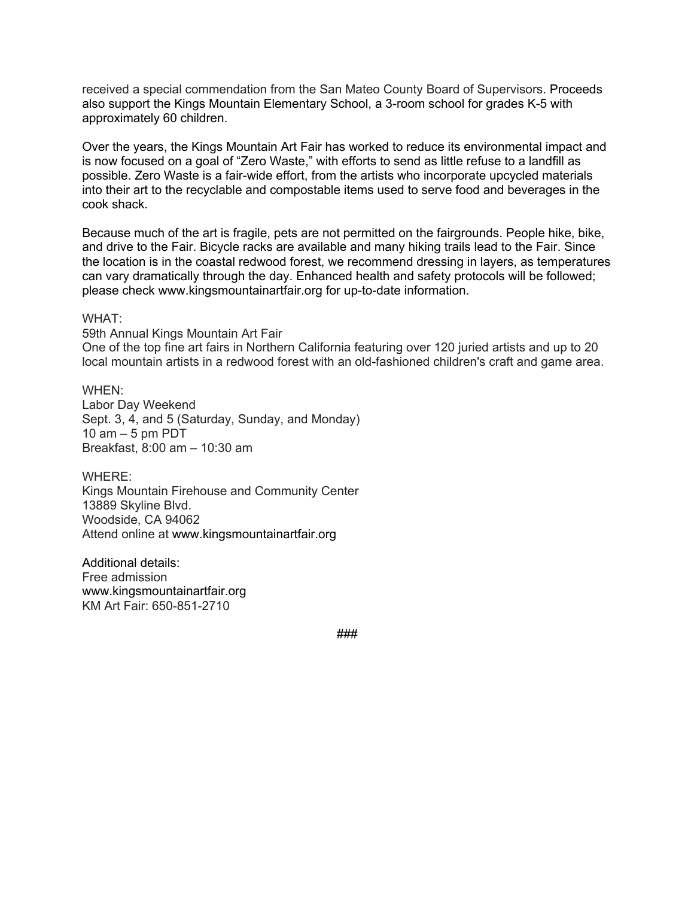received a special commendation from the San Mateo County Board of Supervisors. Proceeds also support the Kings Mountain Elementary School, a 3-room school for grades K-5 with approximately 60 children.

Over the years, the Kings Mountain Art Fair has worked to reduce its environmental impact and is now focused on a goal of "Zero Waste," with efforts to send as little refuse to a landfill as possible. Zero Waste is a fair-wide effort, from the artists who incorporate upcycled materials into their art to the recyclable and compostable items used to serve food and beverages in the cook shack.

Because much of the art is fragile, pets are not permitted on the fairgrounds. People hike, bike, and drive to the Fair. Bicycle racks are available and many hiking trails lead to the Fair. Since the location is in the coastal redwood forest, we recommend dressing in layers, as temperatures can vary dramatically through the day. Enhanced health and safety protocols will be followed; please check www.kingsmountainartfair.org for up-to-date information.

WHAT:
59th Annual Kings Mountain Art Fair
One of the top fine art fairs in Northern California featuring over 120 juried artists and up to 20 local mountain artists in a redwood forest with an old-fashioned children's craft and game area.

WHEN:
Labor Day Weekend
Sept. 3, 4, and 5 (Saturday, Sunday, and Monday)
10 am – 5 pm PDT
Breakfast, 8:00 am – 10:30 am

WHERE:
Kings Mountain Firehouse and Community Center
13889 Skyline Blvd.
Woodside, CA 94062
Attend online at www.kingsmountainartfair.org

Additional details:
Free admission
www.kingsmountainartfair.org
KM Art Fair: 650-851-2710

###